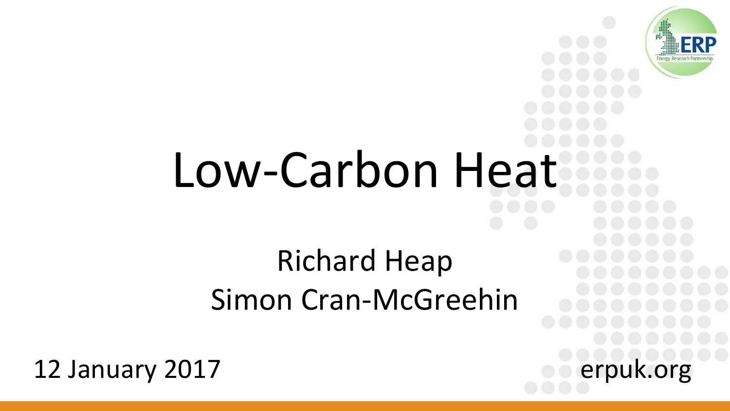# Low-Carbon Heat

Richard Heap
Simon Cran-McGreehin

12 January 2017

erpuk.org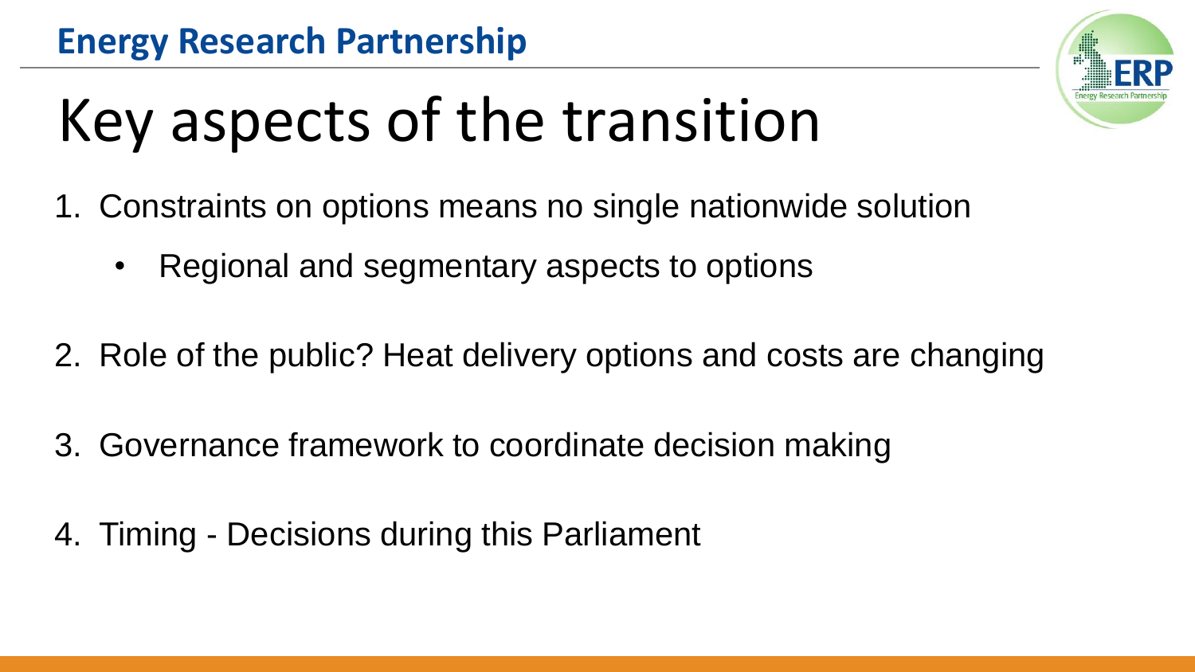# Key aspects of the transition

1. Constraints on options means no single nationwide solution
   - Regional and segmentary aspects to options
2. Role of the public? Heat delivery options and costs are changing
3. Governance framework to coordinate decision making
4. Timing - Decisions during this Parliament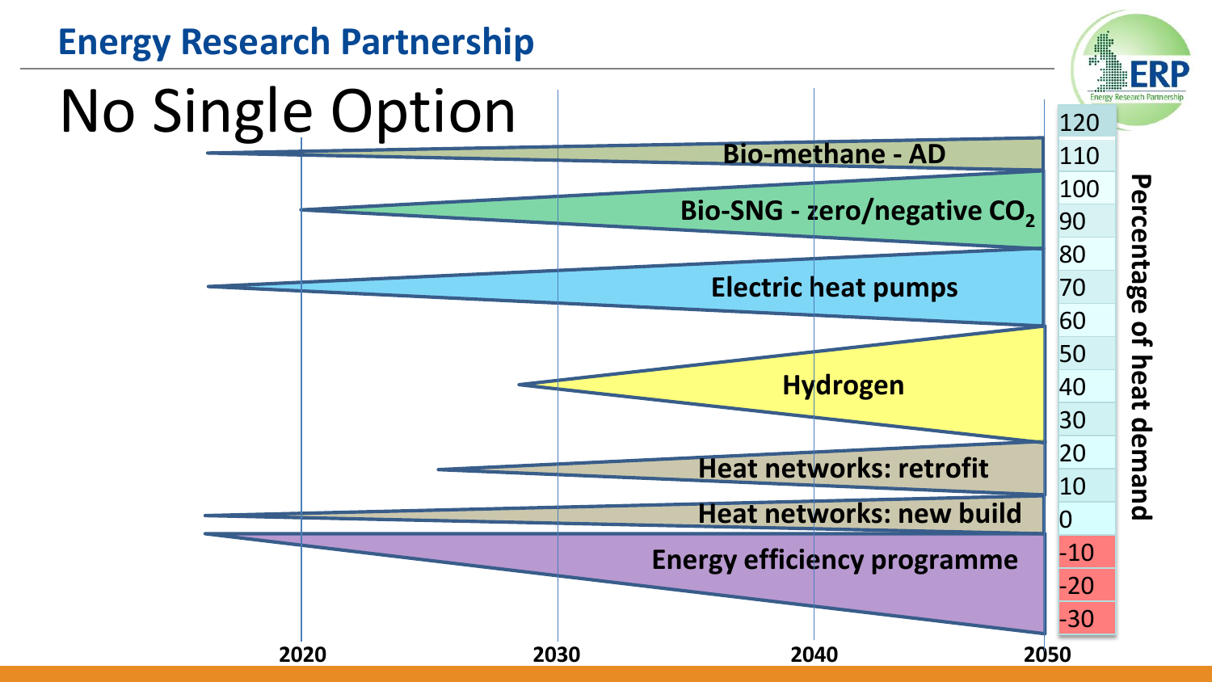# No Single Option

Bio-methane - AD

Bio-SNG - zero/negative $CO_2$

Electric heat pumps

Hydrogen

Heat networks: retrofit

Heat networks: new build

Energy efficiency programme

Percentage of heat demand: 120, 110, 100, 90, 80, 70, 60, 50, 40, 30, 20, 10, 0, -10, -20, -30

2020, 2030, 2040, 2050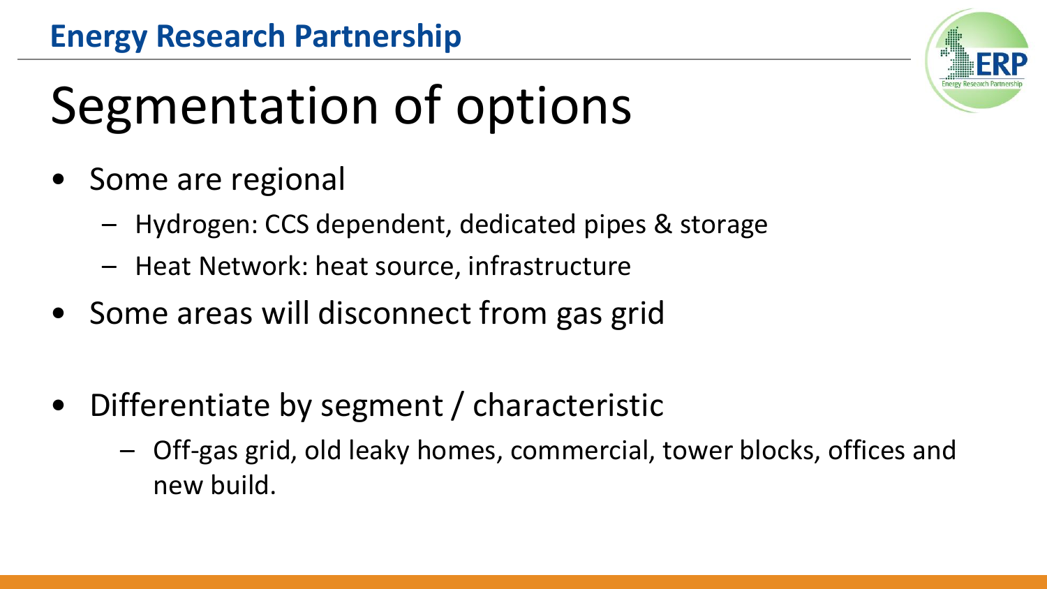# Segmentation of options

- Some are regional
  - Hydrogen: CCS dependent, dedicated pipes & storage
  - Heat Network: heat source, infrastructure
- Some areas will disconnect from gas grid

- Differentiate by segment / characteristic
  - Off-gas grid, old leaky homes, commercial, tower blocks, offices and new build.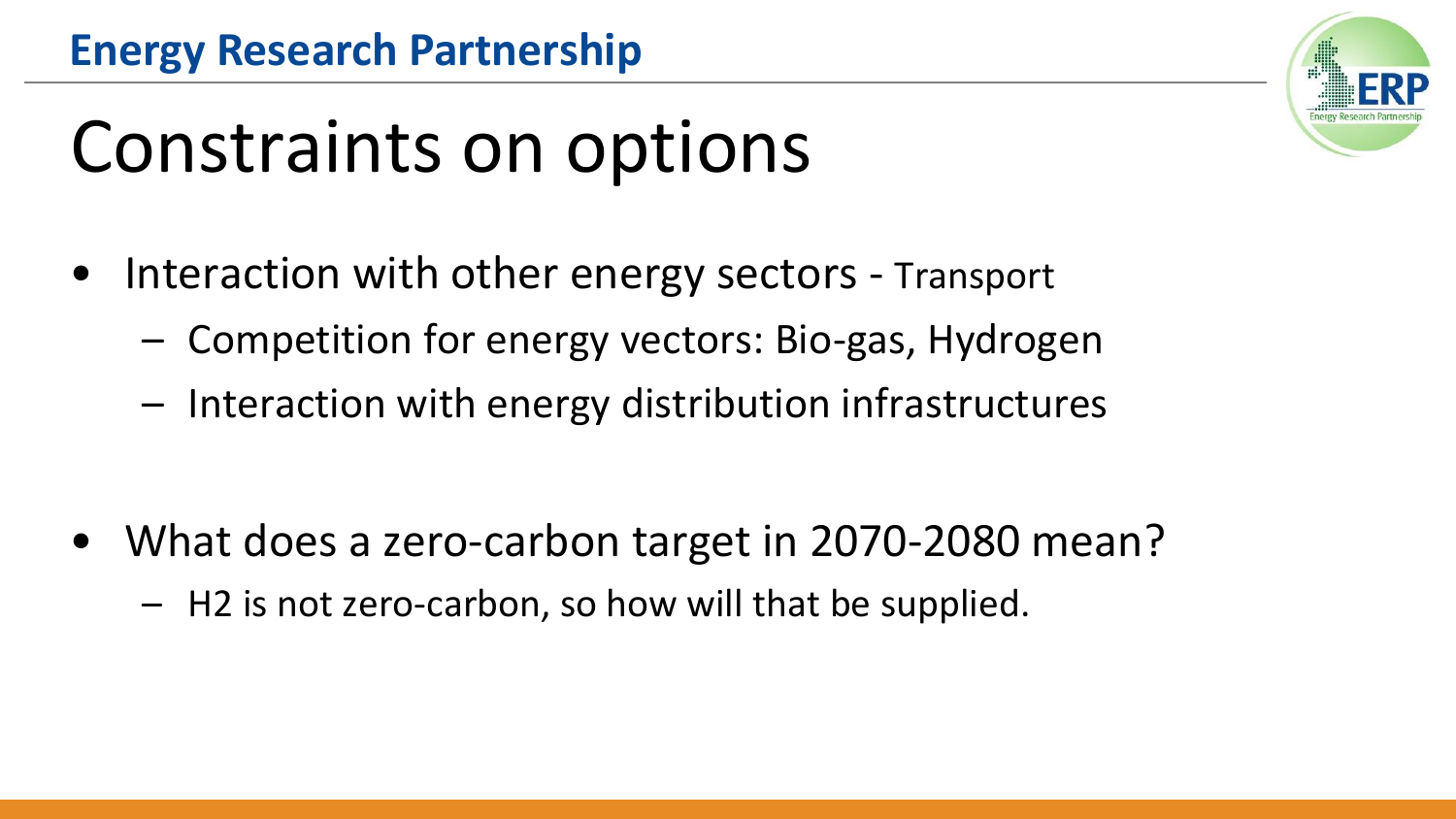# Constraints on options

- Interaction with other energy sectors - Transport
  - Competition for energy vectors: Bio-gas, Hydrogen
  - Interaction with energy distribution infrastructures

- What does a zero-carbon target in 2070-2080 mean?
  - H2 is not zero-carbon, so how will that be supplied.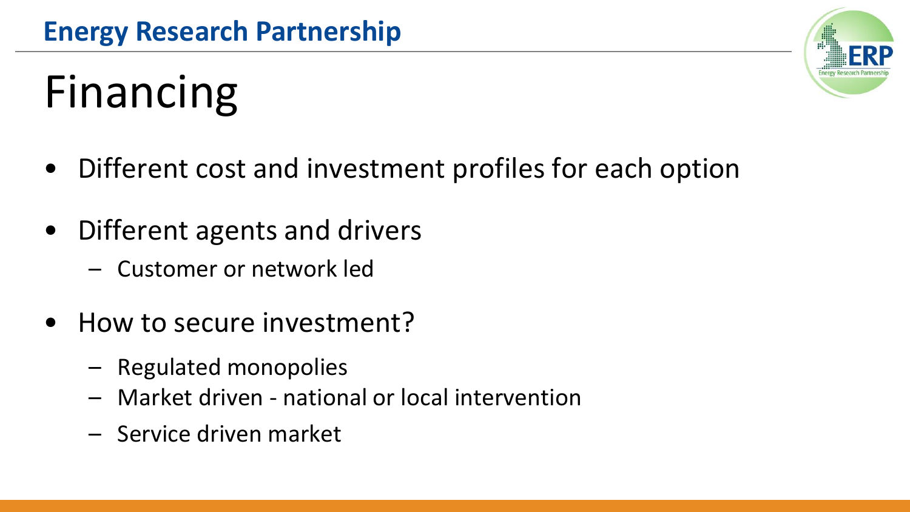# Financing

- Different cost and investment profiles for each option
- Different agents and drivers
  - Customer or network led
- How to secure investment?
  - Regulated monopolies
  - Market driven - national or local intervention
  - Service driven market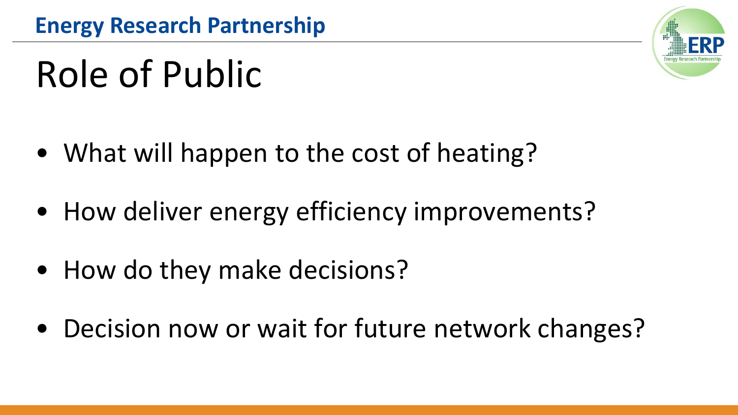# Role of Public

- What will happen to the cost of heating?
- How deliver energy efficiency improvements?
- How do they make decisions?
- Decision now or wait for future network changes?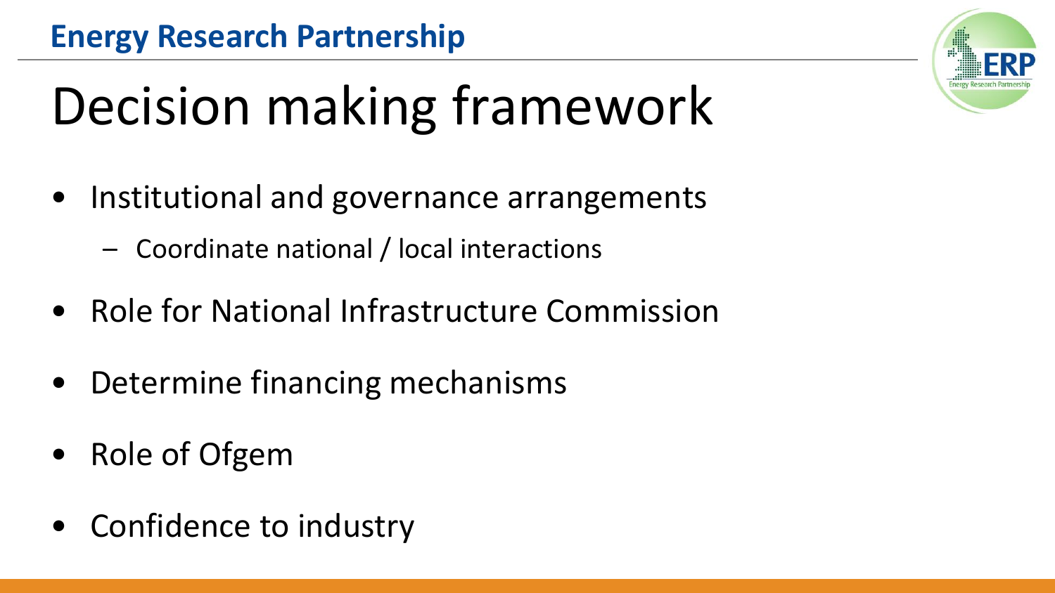# Decision making framework

- Institutional and governance arrangements
  - Coordinate national / local interactions
- Role for National Infrastructure Commission
- Determine financing mechanisms
- Role of Ofgem
- Confidence to industry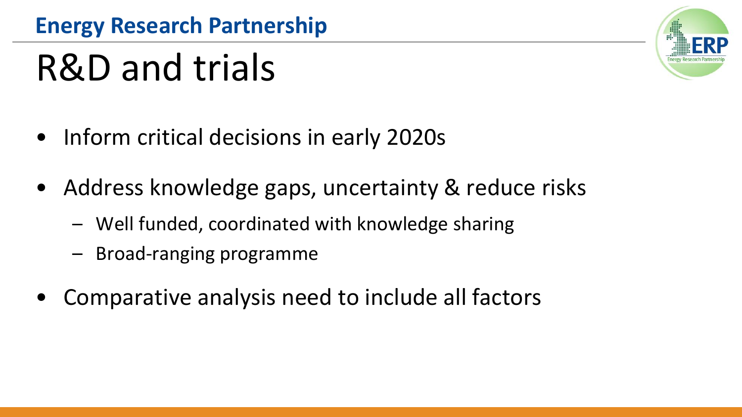# R&D and trials

- Inform critical decisions in early 2020s
- Address knowledge gaps, uncertainty & reduce risks
  - Well funded, coordinated with knowledge sharing
  - Broad-ranging programme
- Comparative analysis need to include all factors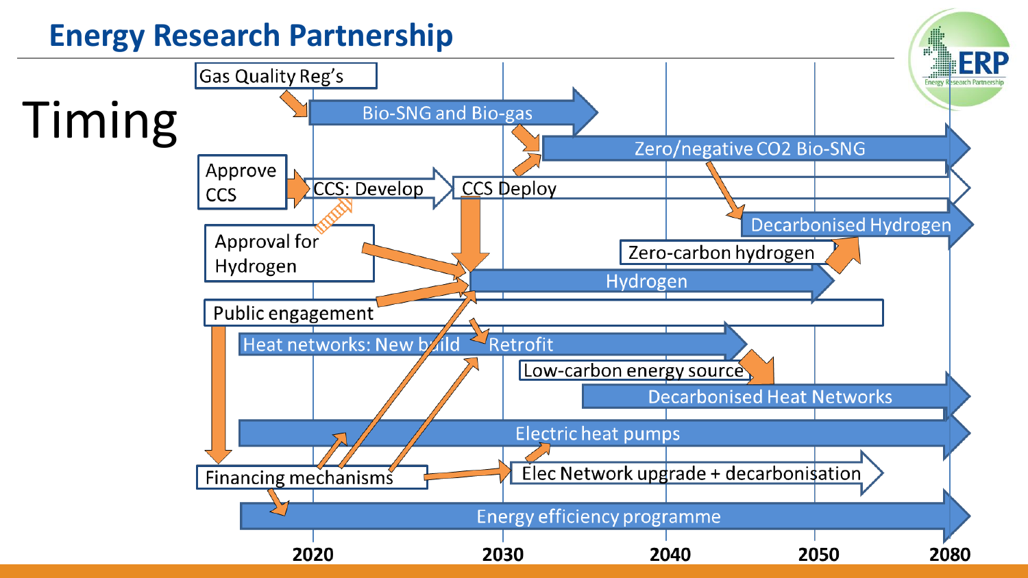## Energy Research Partnership

# Timing

- Gas Quality Reg's
- Bio-SNG and Bio-gas
- Zero/negative CO2 Bio-SNG
- Approve CCS
- CCS: Develop
- CCS Deploy
- Decarbonised Hydrogen
- Approval for Hydrogen
- Zero-carbon hydrogen
- Hydrogen
- Public engagement
- Heat networks: New build
- Retrofit
- Low-carbon energy source
- Decarbonised Heat Networks
- Electric heat pumps
- Financing mechanisms
- Elec Network upgrade + decarbonisation
- Energy efficiency programme

2020 | 2030 | 2040 | 2050 | 2080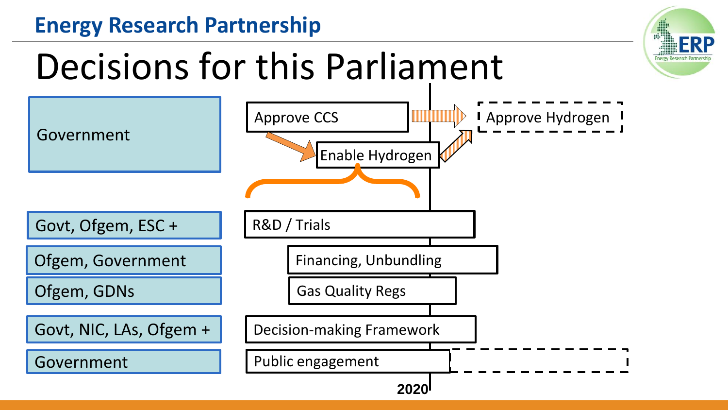# Decisions for this Parliament

| Responsible | Action |
| --- | --- |
| Government | Approve CCS → Enable Hydrogen → Approve Hydrogen |
| Govt, Ofgem, ESC + | R&D / Trials |
| Ofgem, Government | Financing, Unbundling |
| Ofgem, GDNs | Gas Quality Regs |
| Govt, NIC, LAs, Ofgem + | Decision-making Framework |
| Government | Public engagement |

2020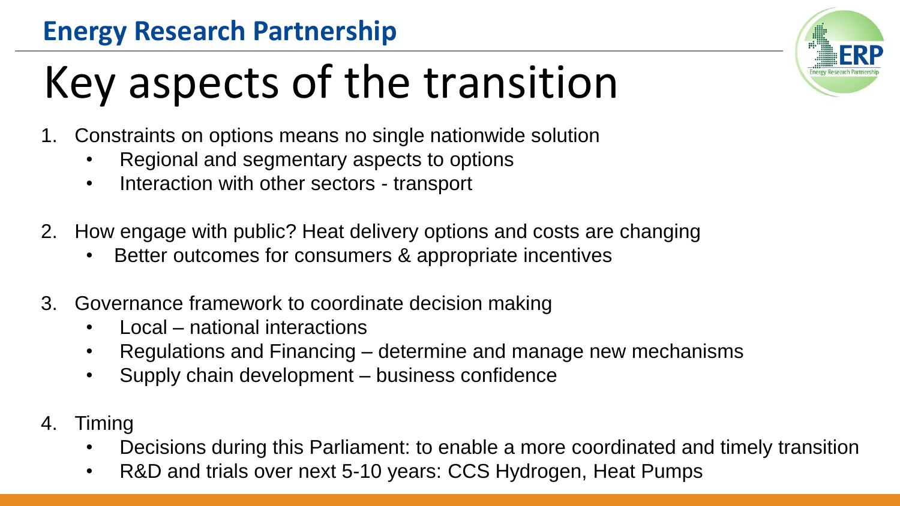**Energy Research Partnership**

# Key aspects of the transition

1. Constraints on options means no single nationwide solution
   - Regional and segmentary aspects to options
   - Interaction with other sectors - transport

2. How engage with public? Heat delivery options and costs are changing
   - Better outcomes for consumers & appropriate incentives

3. Governance framework to coordinate decision making
   - Local – national interactions
   - Regulations and Financing – determine and manage new mechanisms
   - Supply chain development – business confidence

4. Timing
   - Decisions during this Parliament: to enable a more coordinated and timely transition
   - R&D and trials over next 5-10 years: CCS Hydrogen, Heat Pumps